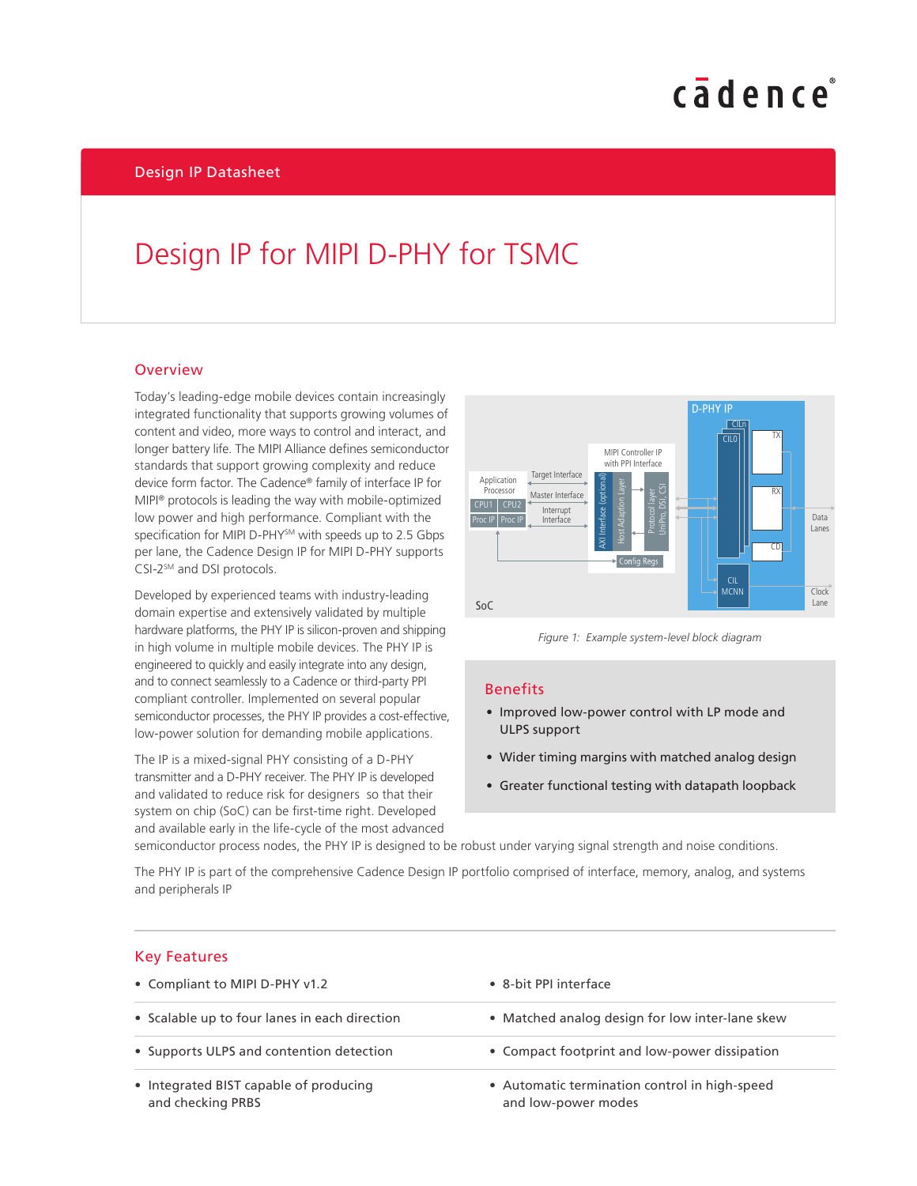Design IP Datasheet

# Design IP for MIPI D-PHY for TSMC

## Overview

Today's leading-edge mobile devices contain increasingly integrated functionality that supports growing volumes of content and video, more ways to control and interact, and longer battery life. The MIPI Alliance defines semiconductor standards that support growing complexity and reduce device form factor. The Cadence® family of interface IP for MIPI® protocols is leading the way with mobile-optimized low power and high performance. Compliant with the specification for MIPI D-PHY℠ with speeds up to 2.5 Gbps per lane, the Cadence Design IP for MIPI D-PHY supports CSI-2℠ and DSI protocols.

Developed by experienced teams with industry-leading domain expertise and extensively validated by multiple hardware platforms, the PHY IP is silicon-proven and shipping in high volume in multiple mobile devices. The PHY IP is engineered to quickly and easily integrate into any design, and to connect seamlessly to a Cadence or third-party PPI compliant controller. Implemented on several popular semiconductor processes, the PHY IP provides a cost-effective, low-power solution for demanding mobile applications.

The IP is a mixed-signal PHY consisting of a D-PHY transmitter and a D-PHY receiver. The PHY IP is developed and validated to reduce risk for designers so that their system on chip (SoC) can be first-time right. Developed and available early in the life-cycle of the most advanced semiconductor process nodes, the PHY IP is designed to be robust under varying signal strength and noise conditions.

The PHY IP is part of the comprehensive Cadence Design IP portfolio comprised of interface, memory, analog, and systems and peripherals IP

*Figure 1: Example system-level block diagram*

## Benefits

- Improved low-power control with LP mode and ULPS support
- Wider timing margins with matched analog design
- Greater functional testing with datapath loopback

## Key Features

- Compliant to MIPI D-PHY v1.2
- Scalable up to four lanes in each direction
- Supports ULPS and contention detection
- Integrated BIST capable of producing and checking PRBS
- 8-bit PPI interface
- Matched analog design for low inter-lane skew
- Compact footprint and low-power dissipation
- Automatic termination control in high-speed and low-power modes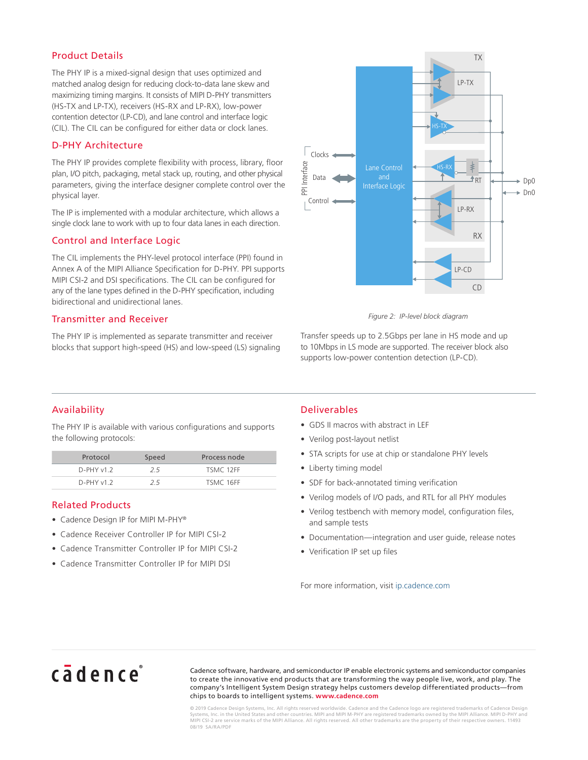## Product Details

The PHY IP is a mixed-signal design that uses optimized and matched analog design for reducing clock-to-data lane skew and maximizing timing margins. It consists of MIPI D-PHY transmitters (HS-TX and LP-TX), receivers (HS-RX and LP-RX), low-power contention detector (LP-CD), and lane control and interface logic (CIL). The CIL can be configured for either data or clock lanes.

## D-PHY Architecture

The PHY IP provides complete flexibility with process, library, floor plan, I/O pitch, packaging, metal stack up, routing, and other physical parameters, giving the interface designer complete control over the physical layer.

The IP is implemented with a modular architecture, which allows a single clock lane to work with up to four data lanes in each direction.

## Control and Interface Logic

The CIL implements the PHY-level protocol interface (PPI) found in Annex A of the MIPI Alliance Specification for D-PHY. PPI supports MIPI CSI-2 and DSI specifications. The CIL can be configured for any of the lane types defined in the D-PHY specification, including bidirectional and unidirectional lanes.

## Transmitter and Receiver

The PHY IP is implemented as separate transmitter and receiver blocks that support high-speed (HS) and low-speed (LS) signaling

TX
LP-TX
HS-TX
PPI Interface
Clocks
Data
Control
Lane Control and Interface Logic
HS-RX
RT
Dp0
Dn0
LP-RX
RX
LP-CD
CD

*Figure 2: IP-level block diagram*

Transfer speeds up to 2.5Gbps per lane in HS mode and up to 10Mbps in LS mode are supported. The receiver block also supports low-power contention detection (LP-CD).

## Availability

The PHY IP is available with various configurations and supports the following protocols:

| Protocol | Speed | Process node |
|---|---|---|
| D-PHY v1.2 | 2.5 | TSMC 12FF |
| D-PHY v1.2 | 2.5 | TSMC 16FF |

## Related Products

- Cadence Design IP for MIPI M-PHY®
- Cadence Receiver Controller IP for MIPI CSI-2
- Cadence Transmitter Controller IP for MIPI CSI-2
- Cadence Transmitter Controller IP for MIPI DSI

## Deliverables

- GDS II macros with abstract in LEF
- Verilog post-layout netlist
- STA scripts for use at chip or standalone PHY levels
- Liberty timing model
- SDF for back-annotated timing verification
- Verilog models of I/O pads, and RTL for all PHY modules
- Verilog testbench with memory model, configuration files, and sample tests
- Documentation—integration and user guide, release notes
- Verification IP set up files

For more information, visit ip.cadence.com

cādence®

Cadence software, hardware, and semiconductor IP enable electronic systems and semiconductor companies to create the innovative end products that are transforming the way people live, work, and play. The company's Intelligent System Design strategy helps customers develop differentiated products—from chips to boards to intelligent systems. **www.cadence.com**

© 2019 Cadence Design Systems, Inc. All rights reserved worldwide. Cadence and the Cadence logo are registered trademarks of Cadence Design Systems, Inc. in the United States and other countries. MIPI and MIPI M-PHY are registered trademarks owned by the MIPI Alliance. MIPI D-PHY and MIPI CSI-2 are service marks of the MIPI Alliance. All rights reserved. All other trademarks are the property of their respective owners. 11493 08/19 SA/RA/PDF